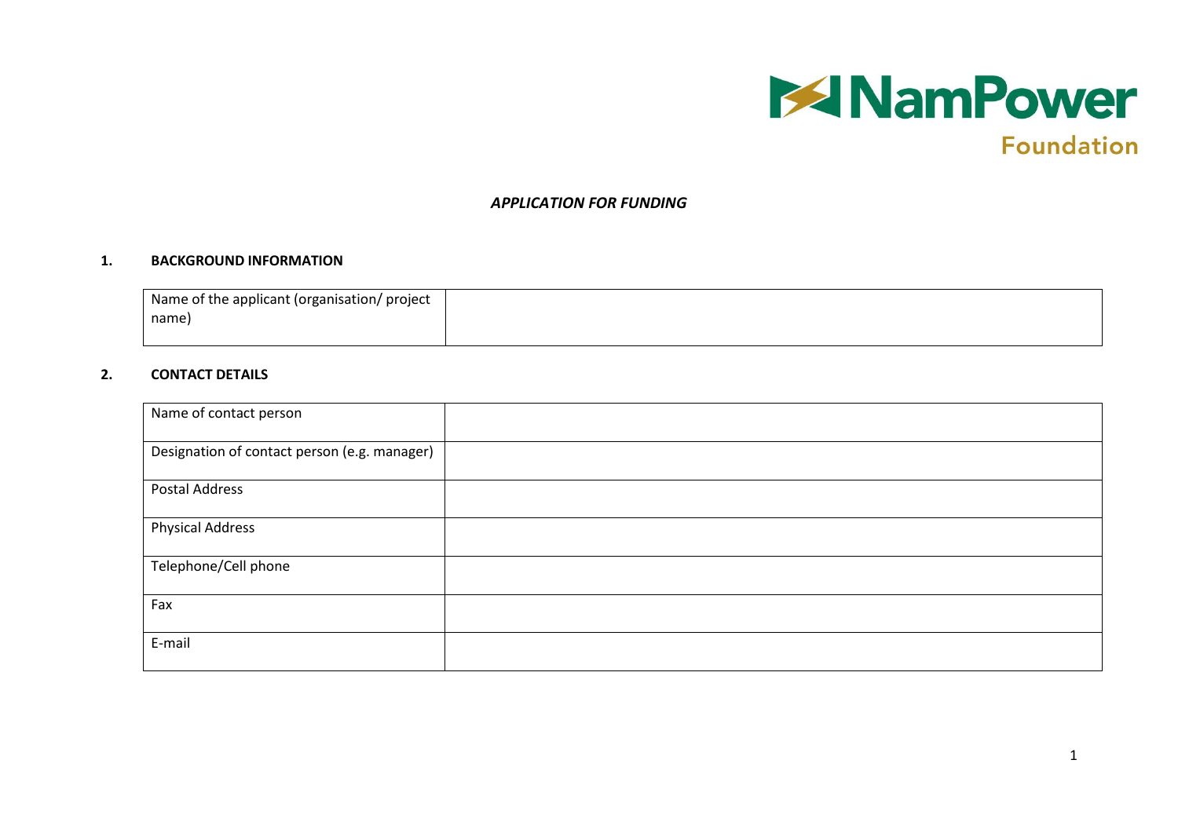NamPower Foundation

*APPLICATION FOR FUNDING*

## 1. BACKGROUND INFORMATION

| Name of the applicant (organisation/ project name) | |
|---|---|

## 2. CONTACT DETAILS

| Name of contact person | |
|---|---|
| Designation of contact person (e.g. manager) | |
| Postal Address | |
| Physical Address | |
| Telephone/Cell phone | |
| Fax | |
| E-mail | |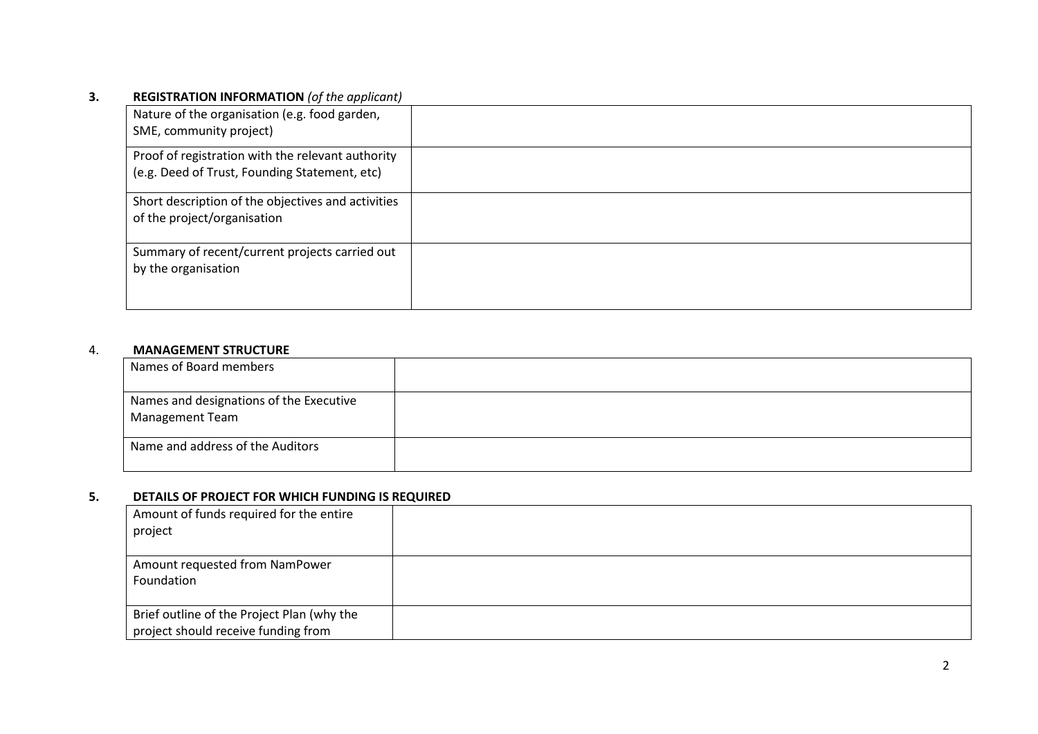## 3. REGISTRATION INFORMATION *(of the applicant)*

| | |
|---|---|
| Nature of the organisation (e.g. food garden, SME, community project) | |
| Proof of registration with the relevant authority (e.g. Deed of Trust, Founding Statement, etc) | |
| Short description of the objectives and activities of the project/organisation | |
| Summary of recent/current projects carried out by the organisation | |

## 4. MANAGEMENT STRUCTURE

| | |
|---|---|
| Names of Board members | |
| Names and designations of the Executive Management Team | |
| Name and address of the Auditors | |

## 5. DETAILS OF PROJECT FOR WHICH FUNDING IS REQUIRED

| | |
|---|---|
| Amount of funds required for the entire project | |
| Amount requested from NamPower Foundation | |
| Brief outline of the Project Plan (why the project should receive funding from | |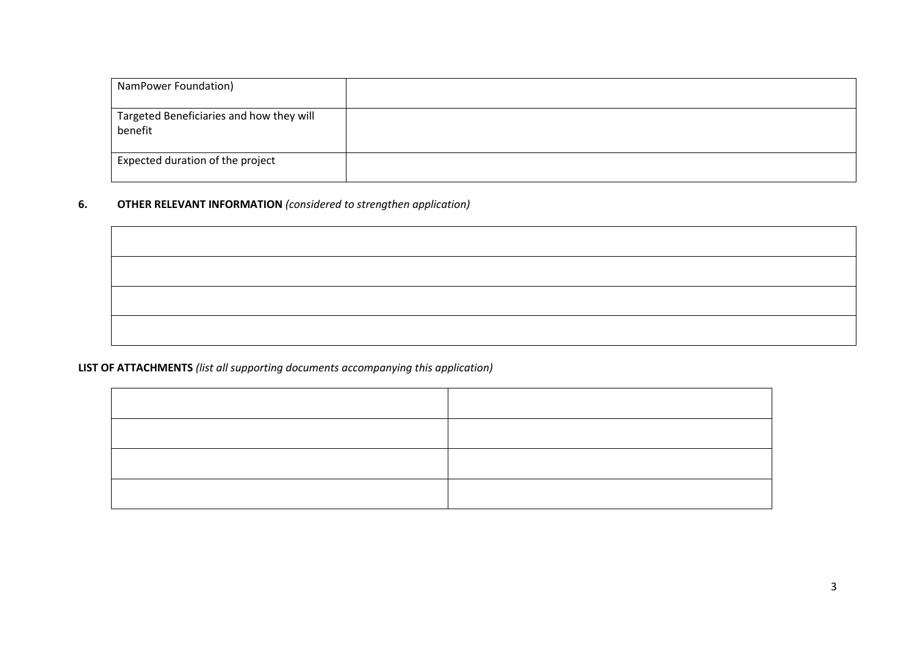| NamPower Foundation) | |
|---|---|
| Targeted Beneficiaries and how they will benefit | |
| Expected duration of the project | |

**6. OTHER RELEVANT INFORMATION** *(considered to strengthen application)*

| |
|---|
| |
| |
| |

**LIST OF ATTACHMENTS** *(list all supporting documents accompanying this application)*

| | |
|---|---|
| | |
| | |
| | |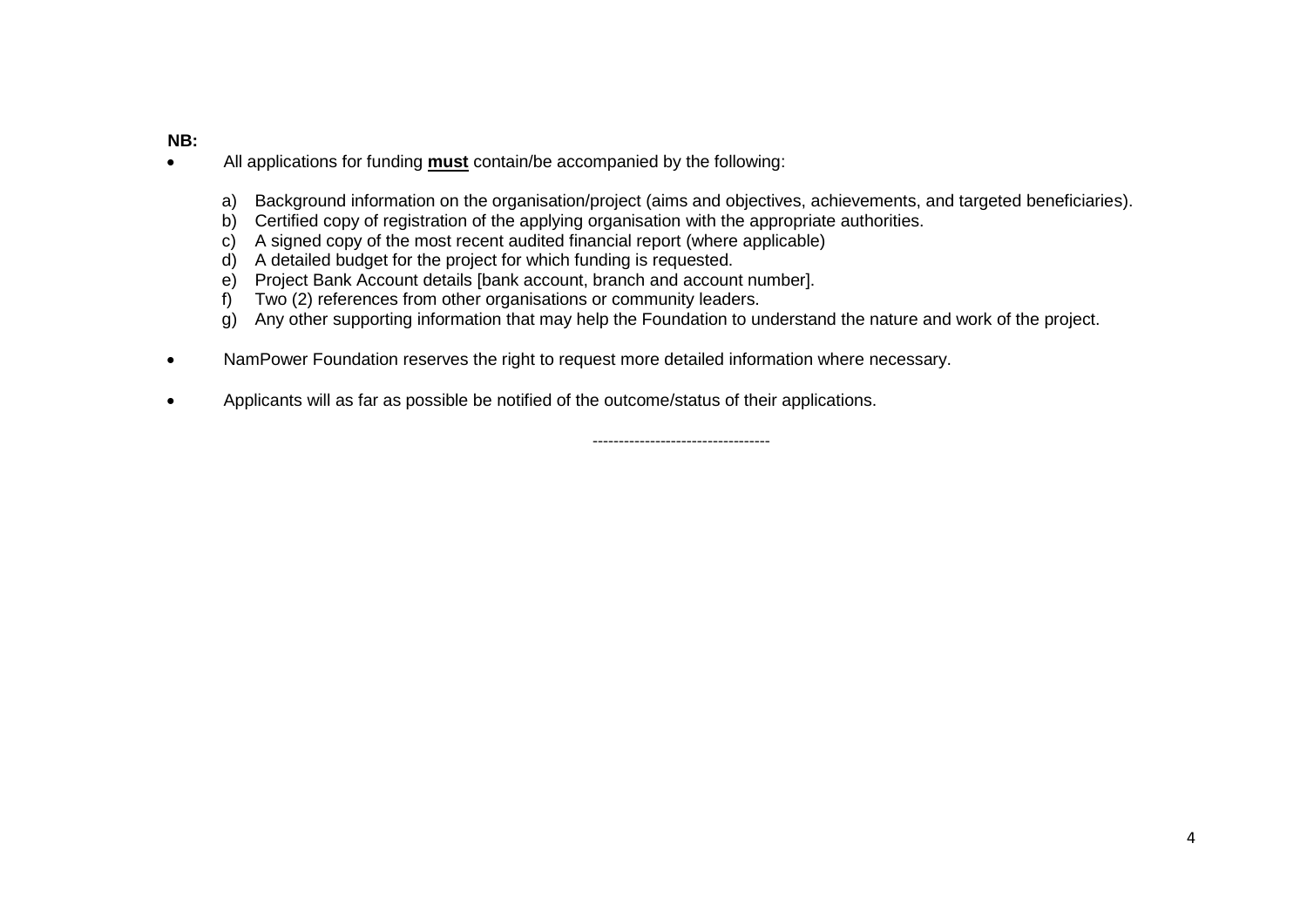**NB:**

- All applications for funding **must** contain/be accompanied by the following:

  a) Background information on the organisation/project (aims and objectives, achievements, and targeted beneficiaries).
  b) Certified copy of registration of the applying organisation with the appropriate authorities.
  c) A signed copy of the most recent audited financial report (where applicable)
  d) A detailed budget for the project for which funding is requested.
  e) Project Bank Account details [bank account, branch and account number].
  f) Two (2) references from other organisations or community leaders.
  g) Any other supporting information that may help the Foundation to understand the nature and work of the project.

- NamPower Foundation reserves the right to request more detailed information where necessary.

- Applicants will as far as possible be notified of the outcome/status of their applications.

----------------------------------